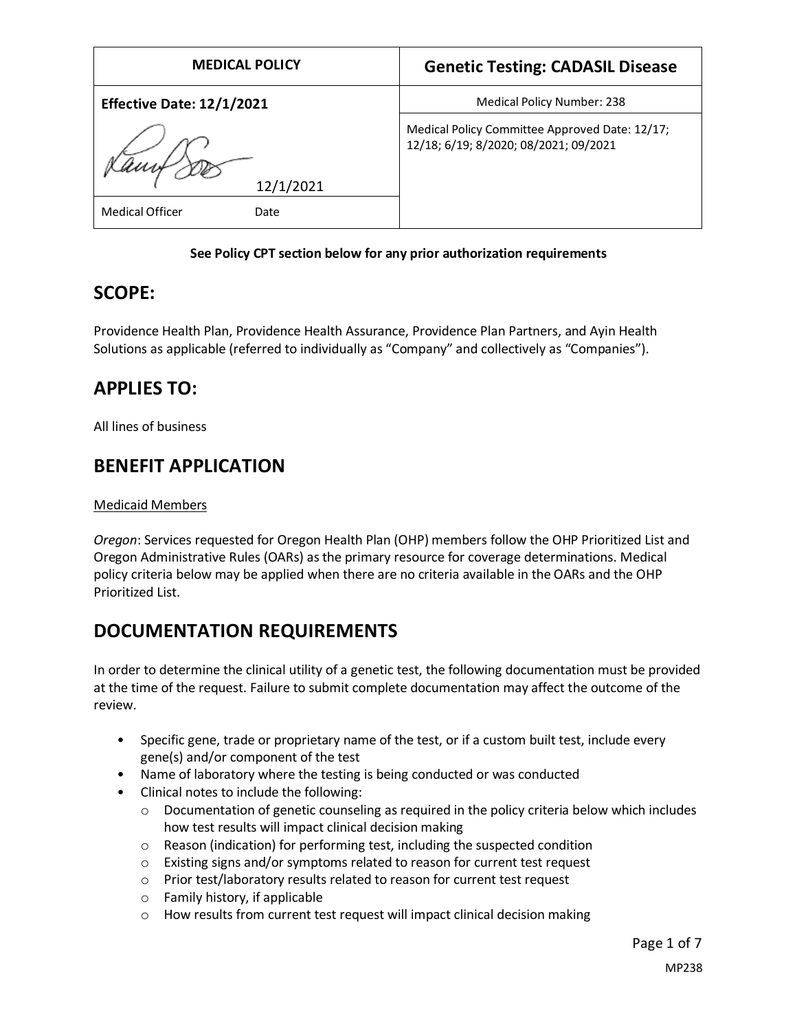| MEDICAL POLICY | Genetic Testing: CADASIL Disease |
|---|---|
| **Effective Date: 12/1/2021** | Medical Policy Number: 238 |
| 12/1/2021 | Medical Policy Committee Approved Date: 12/17; 12/18; 6/19; 8/2020; 08/2021; 09/2021 |
| Medical Officer Date | |

**See Policy CPT section below for any prior authorization requirements**

## SCOPE:

Providence Health Plan, Providence Health Assurance, Providence Plan Partners, and Ayin Health Solutions as applicable (referred to individually as "Company" and collectively as "Companies").

## APPLIES TO:

All lines of business

## BENEFIT APPLICATION

Medicaid Members

*Oregon*: Services requested for Oregon Health Plan (OHP) members follow the OHP Prioritized List and Oregon Administrative Rules (OARs) as the primary resource for coverage determinations. Medical policy criteria below may be applied when there are no criteria available in the OARs and the OHP Prioritized List.

## DOCUMENTATION REQUIREMENTS

In order to determine the clinical utility of a genetic test, the following documentation must be provided at the time of the request. Failure to submit complete documentation may affect the outcome of the review.

- Specific gene, trade or proprietary name of the test, or if a custom built test, include every gene(s) and/or component of the test
- Name of laboratory where the testing is being conducted or was conducted
- Clinical notes to include the following:
  - Documentation of genetic counseling as required in the policy criteria below which includes how test results will impact clinical decision making
  - Reason (indication) for performing test, including the suspected condition
  - Existing signs and/or symptoms related to reason for current test request
  - Prior test/laboratory results related to reason for current test request
  - Family history, if applicable
  - How results from current test request will impact clinical decision making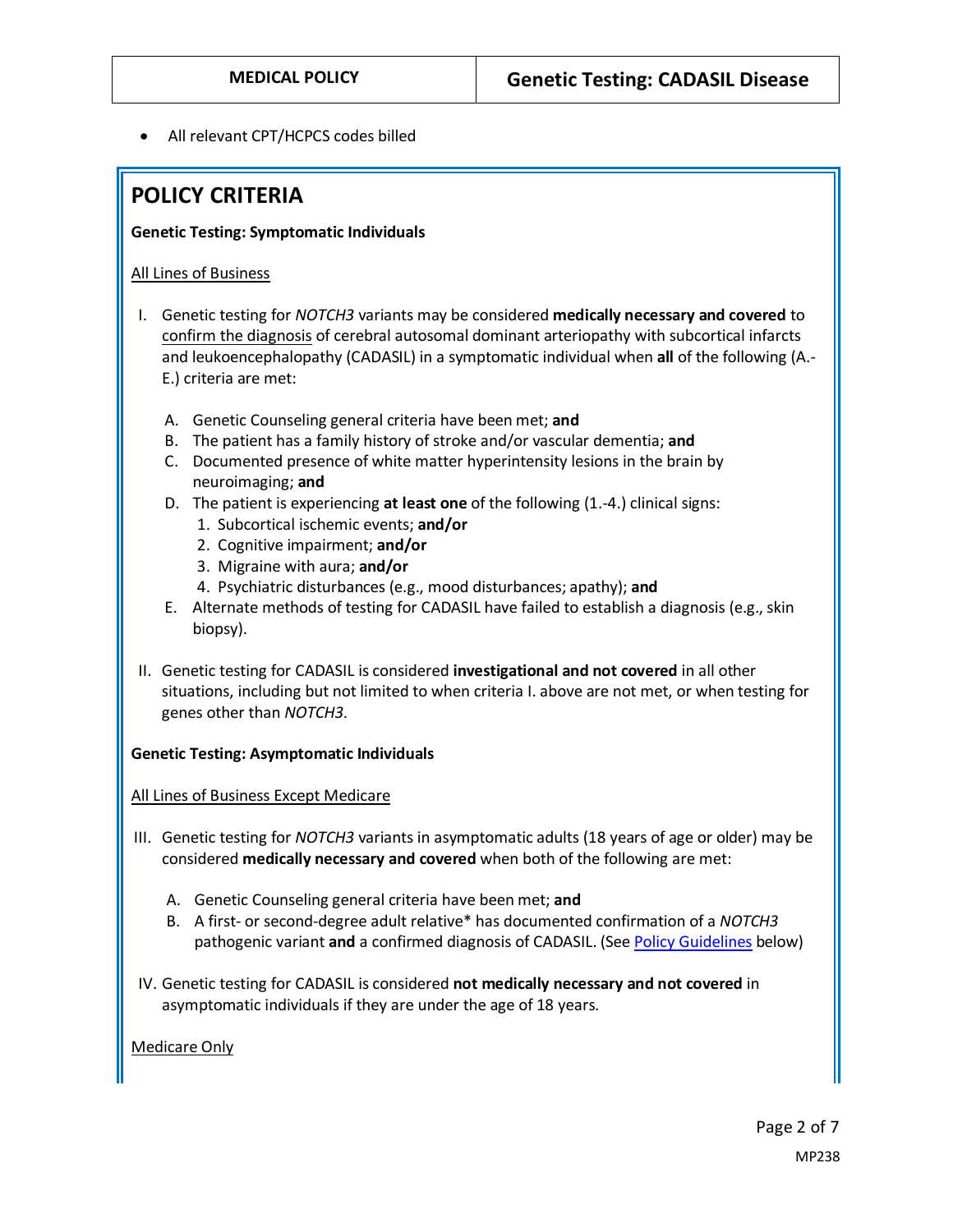- All relevant CPT/HCPCS codes billed

## POLICY CRITERIA

**Genetic Testing: Symptomatic Individuals**

All Lines of Business

I. Genetic testing for *NOTCH3* variants may be considered **medically necessary and covered** to confirm the diagnosis of cerebral autosomal dominant arteriopathy with subcortical infarcts and leukoencephalopathy (CADASIL) in a symptomatic individual when **all** of the following (A.-E.) criteria are met:

   A. Genetic Counseling general criteria have been met; **and**
   B. The patient has a family history of stroke and/or vascular dementia; **and**
   C. Documented presence of white matter hyperintensity lesions in the brain by neuroimaging; **and**
   D. The patient is experiencing **at least one** of the following (1.-4.) clinical signs:
      1. Subcortical ischemic events; **and/or**
      2. Cognitive impairment; **and/or**
      3. Migraine with aura; **and/or**
      4. Psychiatric disturbances (e.g., mood disturbances; apathy); **and**
   E. Alternate methods of testing for CADASIL have failed to establish a diagnosis (e.g., skin biopsy).

II. Genetic testing for CADASIL is considered **investigational and not covered** in all other situations, including but not limited to when criteria I. above are not met, or when testing for genes other than *NOTCH3*.

**Genetic Testing: Asymptomatic Individuals**

All Lines of Business Except Medicare

III. Genetic testing for *NOTCH3* variants in asymptomatic adults (18 years of age or older) may be considered **medically necessary and covered** when both of the following are met:

   A. Genetic Counseling general criteria have been met; **and**
   B. A first- or second-degree adult relative* has documented confirmation of a *NOTCH3* pathogenic variant **and** a confirmed diagnosis of CADASIL. (See Policy Guidelines below)

IV. Genetic testing for CADASIL is considered **not medically necessary and not covered** in asymptomatic individuals if they are under the age of 18 years.

Medicare Only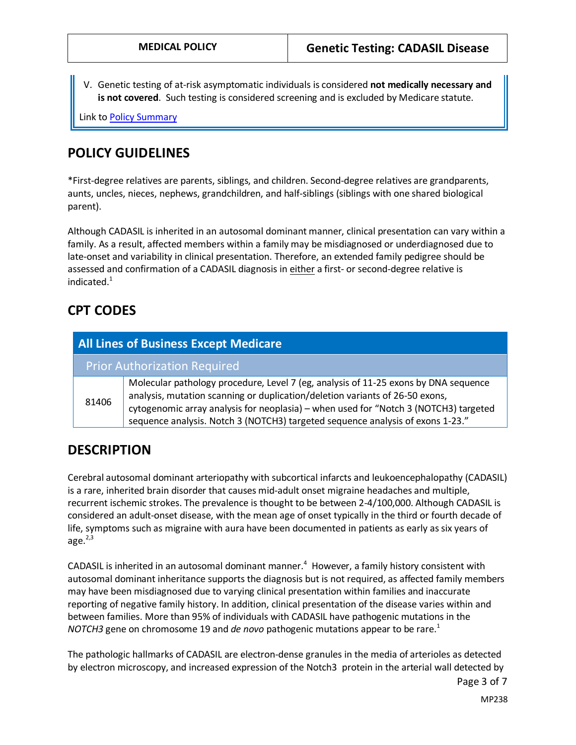V. Genetic testing of at-risk asymptomatic individuals is considered **not medically necessary and is not covered**. Such testing is considered screening and is excluded by Medicare statute.

Link to [Policy Summary]

## POLICY GUIDELINES

*First-degree relatives are parents, siblings, and children. Second-degree relatives are grandparents, aunts, uncles, nieces, nephews, grandchildren, and half-siblings (siblings with one shared biological parent).

Although CADASIL is inherited in an autosomal dominant manner, clinical presentation can vary within a family. As a result, affected members within a family may be misdiagnosed or underdiagnosed due to late-onset and variability in clinical presentation. Therefore, an extended family pedigree should be assessed and confirmation of a CADASIL diagnosis in either a first- or second-degree relative is indicated.[1]

## CPT CODES

| All Lines of Business Except Medicare | |
|---|---|
| Prior Authorization Required | |
| 81406 | Molecular pathology procedure, Level 7 (eg, analysis of 11-25 exons by DNA sequence analysis, mutation scanning or duplication/deletion variants of 26-50 exons, cytogenomic array analysis for neoplasia) – when used for "Notch 3 (NOTCH3) targeted sequence analysis. Notch 3 (NOTCH3) targeted sequence analysis of exons 1-23." |

## DESCRIPTION

Cerebral autosomal dominant arteriopathy with subcortical infarcts and leukoencephalopathy (CADASIL) is a rare, inherited brain disorder that causes mid-adult onset migraine headaches and multiple, recurrent ischemic strokes. The prevalence is thought to be between 2-4/100,000. Although CADASIL is considered an adult-onset disease, with the mean age of onset typically in the third or fourth decade of life, symptoms such as migraine with aura have been documented in patients as early as six years of age.[2,3]

CADASIL is inherited in an autosomal dominant manner.[4] However, a family history consistent with autosomal dominant inheritance supports the diagnosis but is not required, as affected family members may have been misdiagnosed due to varying clinical presentation within families and inaccurate reporting of negative family history. In addition, clinical presentation of the disease varies within and between families. More than 95% of individuals with CADASIL have pathogenic mutations in the *NOTCH3* gene on chromosome 19 and *de novo* pathogenic mutations appear to be rare.[1]

The pathologic hallmarks of CADASIL are electron-dense granules in the media of arterioles as detected by electron microscopy, and increased expression of the Notch3 protein in the arterial wall detected by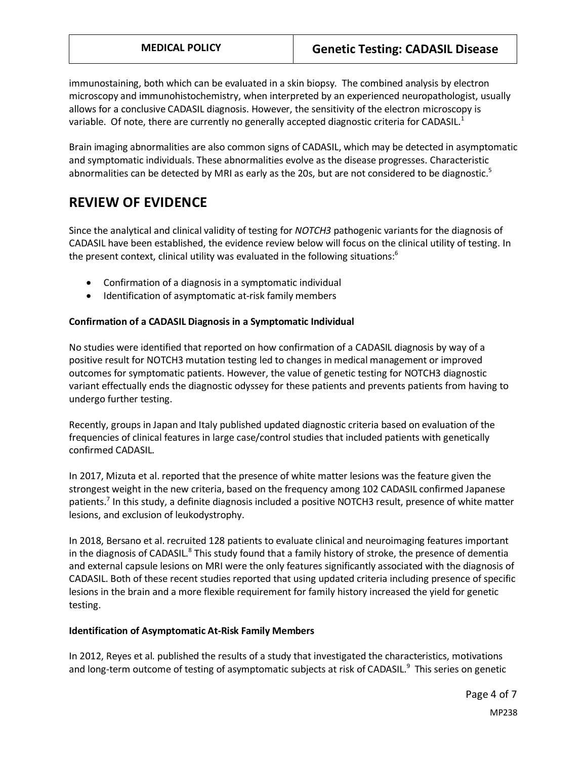immunostaining, both which can be evaluated in a skin biopsy. The combined analysis by electron microscopy and immunohistochemistry, when interpreted by an experienced neuropathologist, usually allows for a conclusive CADASIL diagnosis. However, the sensitivity of the electron microscopy is variable. Of note, there are currently no generally accepted diagnostic criteria for CADASIL.[1]

Brain imaging abnormalities are also common signs of CADASIL, which may be detected in asymptomatic and symptomatic individuals. These abnormalities evolve as the disease progresses. Characteristic abnormalities can be detected by MRI as early as the 20s, but are not considered to be diagnostic.[5]

## REVIEW OF EVIDENCE

Since the analytical and clinical validity of testing for *NOTCH3* pathogenic variants for the diagnosis of CADASIL have been established, the evidence review below will focus on the clinical utility of testing. In the present context, clinical utility was evaluated in the following situations:[6]

- Confirmation of a diagnosis in a symptomatic individual
- Identification of asymptomatic at-risk family members

**Confirmation of a CADASIL Diagnosis in a Symptomatic Individual**

No studies were identified that reported on how confirmation of a CADASIL diagnosis by way of a positive result for NOTCH3 mutation testing led to changes in medical management or improved outcomes for symptomatic patients. However, the value of genetic testing for NOTCH3 diagnostic variant effectually ends the diagnostic odyssey for these patients and prevents patients from having to undergo further testing.

Recently, groups in Japan and Italy published updated diagnostic criteria based on evaluation of the frequencies of clinical features in large case/control studies that included patients with genetically confirmed CADASIL.

In 2017, Mizuta et al. reported that the presence of white matter lesions was the feature given the strongest weight in the new criteria, based on the frequency among 102 CADASIL confirmed Japanese patients.[7] In this study, a definite diagnosis included a positive NOTCH3 result, presence of white matter lesions, and exclusion of leukodystrophy.

In 2018, Bersano et al. recruited 128 patients to evaluate clinical and neuroimaging features important in the diagnosis of CADASIL.[8] This study found that a family history of stroke, the presence of dementia and external capsule lesions on MRI were the only features significantly associated with the diagnosis of CADASIL. Both of these recent studies reported that using updated criteria including presence of specific lesions in the brain and a more flexible requirement for family history increased the yield for genetic testing.

**Identification of Asymptomatic At-Risk Family Members**

In 2012, Reyes et al. published the results of a study that investigated the characteristics, motivations and long-term outcome of testing of asymptomatic subjects at risk of CADASIL.[9] This series on genetic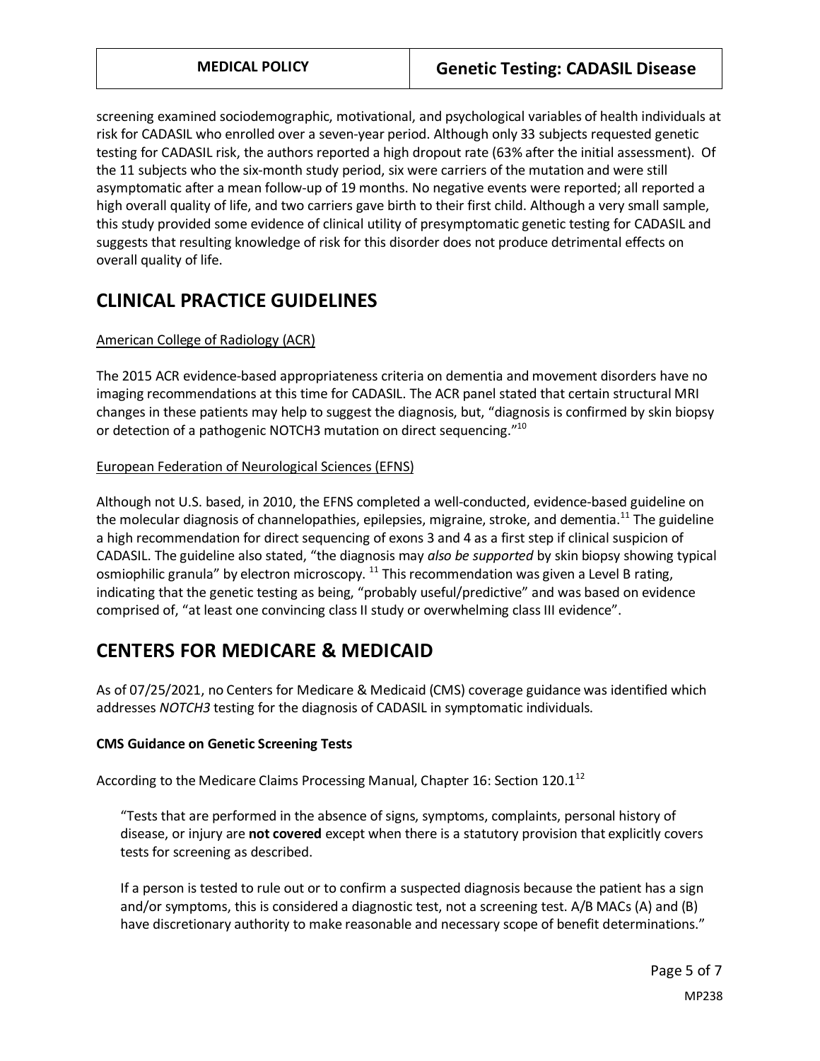screening examined sociodemographic, motivational, and psychological variables of health individuals at risk for CADASIL who enrolled over a seven-year period. Although only 33 subjects requested genetic testing for CADASIL risk, the authors reported a high dropout rate (63% after the initial assessment). Of the 11 subjects who the six-month study period, six were carriers of the mutation and were still asymptomatic after a mean follow-up of 19 months. No negative events were reported; all reported a high overall quality of life, and two carriers gave birth to their first child. Although a very small sample, this study provided some evidence of clinical utility of presymptomatic genetic testing for CADASIL and suggests that resulting knowledge of risk for this disorder does not produce detrimental effects on overall quality of life.

## CLINICAL PRACTICE GUIDELINES

American College of Radiology (ACR)

The 2015 ACR evidence-based appropriateness criteria on dementia and movement disorders have no imaging recommendations at this time for CADASIL. The ACR panel stated that certain structural MRI changes in these patients may help to suggest the diagnosis, but, "diagnosis is confirmed by skin biopsy or detection of a pathogenic NOTCH3 mutation on direct sequencing."[10]

European Federation of Neurological Sciences (EFNS)

Although not U.S. based, in 2010, the EFNS completed a well-conducted, evidence-based guideline on the molecular diagnosis of channelopathies, epilepsies, migraine, stroke, and dementia.[11] The guideline a high recommendation for direct sequencing of exons 3 and 4 as a first step if clinical suspicion of CADASIL. The guideline also stated, "the diagnosis may *also be supported* by skin biopsy showing typical osmiophilic granula" by electron microscopy. [11] This recommendation was given a Level B rating, indicating that the genetic testing as being, "probably useful/predictive" and was based on evidence comprised of, "at least one convincing class II study or overwhelming class III evidence".

## CENTERS FOR MEDICARE & MEDICAID

As of 07/25/2021, no Centers for Medicare & Medicaid (CMS) coverage guidance was identified which addresses *NOTCH3* testing for the diagnosis of CADASIL in symptomatic individuals.

**CMS Guidance on Genetic Screening Tests**

According to the Medicare Claims Processing Manual, Chapter 16: Section 120.1[12]

> "Tests that are performed in the absence of signs, symptoms, complaints, personal history of disease, or injury are **not covered** except when there is a statutory provision that explicitly covers tests for screening as described.
>
> If a person is tested to rule out or to confirm a suspected diagnosis because the patient has a sign and/or symptoms, this is considered a diagnostic test, not a screening test. A/B MACs (A) and (B) have discretionary authority to make reasonable and necessary scope of benefit determinations."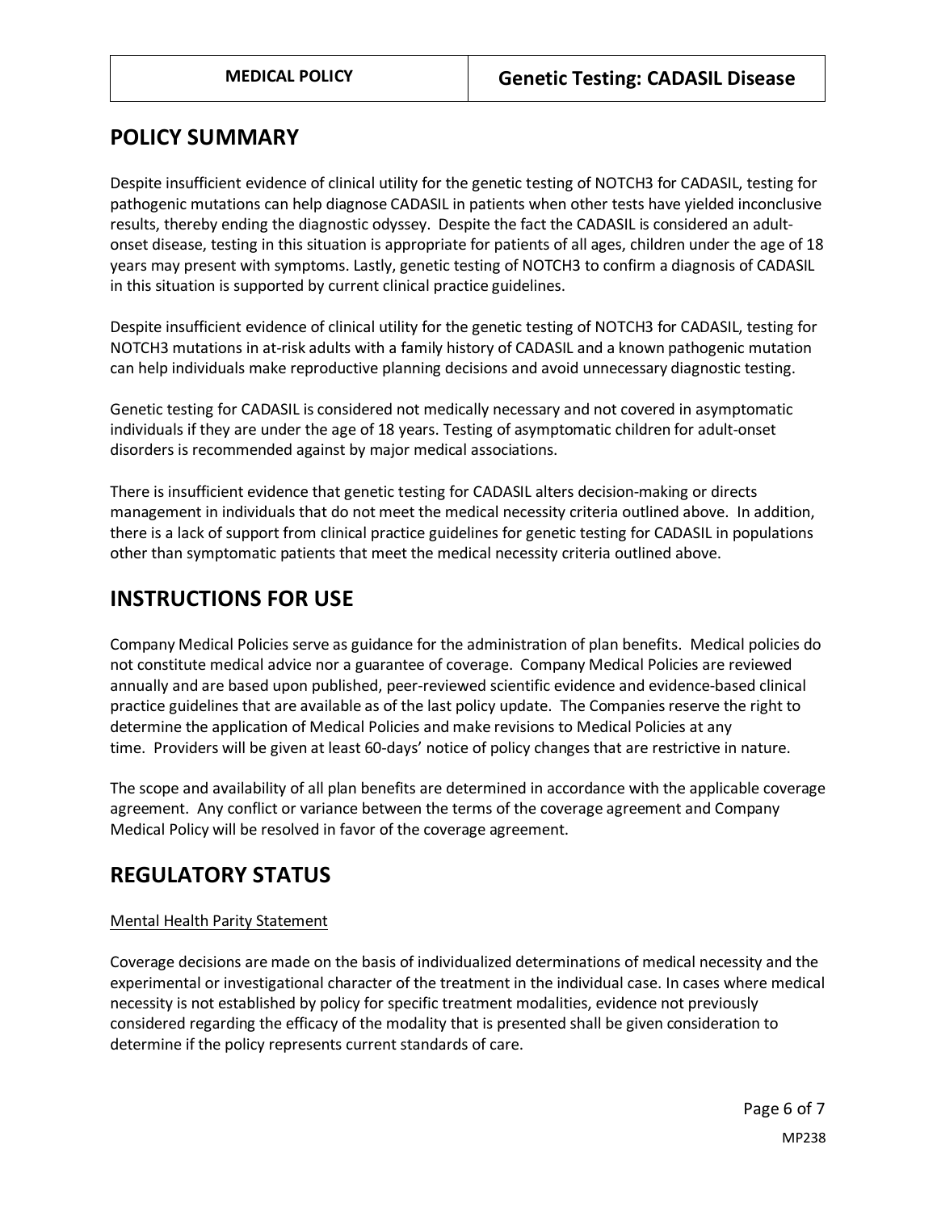## POLICY SUMMARY

Despite insufficient evidence of clinical utility for the genetic testing of NOTCH3 for CADASIL, testing for pathogenic mutations can help diagnose CADASIL in patients when other tests have yielded inconclusive results, thereby ending the diagnostic odyssey. Despite the fact the CADASIL is considered an adult-onset disease, testing in this situation is appropriate for patients of all ages, children under the age of 18 years may present with symptoms. Lastly, genetic testing of NOTCH3 to confirm a diagnosis of CADASIL in this situation is supported by current clinical practice guidelines.

Despite insufficient evidence of clinical utility for the genetic testing of NOTCH3 for CADASIL, testing for NOTCH3 mutations in at-risk adults with a family history of CADASIL and a known pathogenic mutation can help individuals make reproductive planning decisions and avoid unnecessary diagnostic testing.

Genetic testing for CADASIL is considered not medically necessary and not covered in asymptomatic individuals if they are under the age of 18 years. Testing of asymptomatic children for adult-onset disorders is recommended against by major medical associations.

There is insufficient evidence that genetic testing for CADASIL alters decision-making or directs management in individuals that do not meet the medical necessity criteria outlined above. In addition, there is a lack of support from clinical practice guidelines for genetic testing for CADASIL in populations other than symptomatic patients that meet the medical necessity criteria outlined above.

## INSTRUCTIONS FOR USE

Company Medical Policies serve as guidance for the administration of plan benefits. Medical policies do not constitute medical advice nor a guarantee of coverage. Company Medical Policies are reviewed annually and are based upon published, peer-reviewed scientific evidence and evidence-based clinical practice guidelines that are available as of the last policy update. The Companies reserve the right to determine the application of Medical Policies and make revisions to Medical Policies at any time. Providers will be given at least 60-days' notice of policy changes that are restrictive in nature.

The scope and availability of all plan benefits are determined in accordance with the applicable coverage agreement. Any conflict or variance between the terms of the coverage agreement and Company Medical Policy will be resolved in favor of the coverage agreement.

## REGULATORY STATUS

Mental Health Parity Statement

Coverage decisions are made on the basis of individualized determinations of medical necessity and the experimental or investigational character of the treatment in the individual case. In cases where medical necessity is not established by policy for specific treatment modalities, evidence not previously considered regarding the efficacy of the modality that is presented shall be given consideration to determine if the policy represents current standards of care.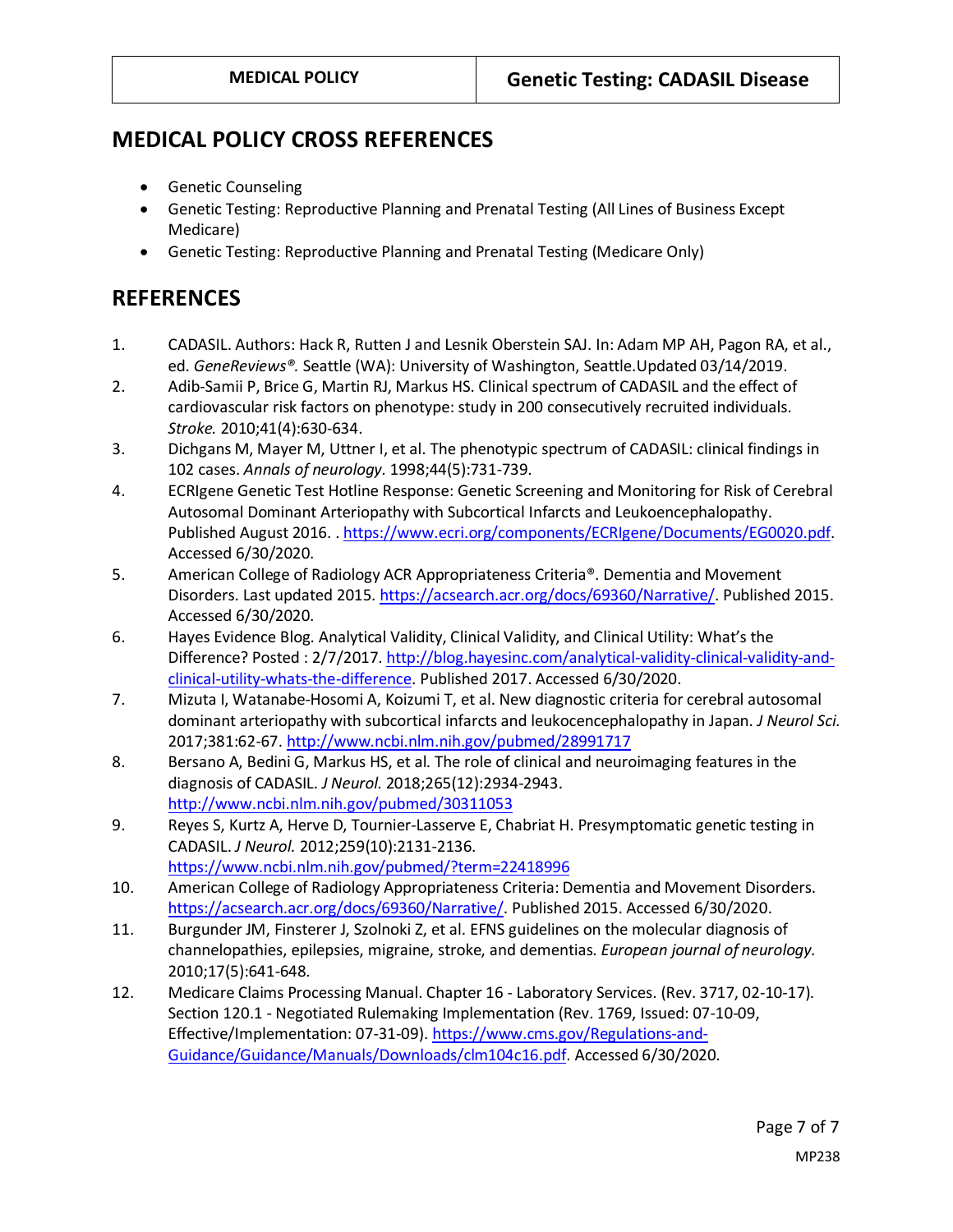## MEDICAL POLICY CROSS REFERENCES

- Genetic Counseling
- Genetic Testing: Reproductive Planning and Prenatal Testing (All Lines of Business Except Medicare)
- Genetic Testing: Reproductive Planning and Prenatal Testing (Medicare Only)

## REFERENCES

1. CADASIL. Authors: Hack R, Rutten J and Lesnik Oberstein SAJ. In: Adam MP AH, Pagon RA, et al., ed. *GeneReviews®.* Seattle (WA): University of Washington, Seattle.Updated 03/14/2019.
2. Adib-Samii P, Brice G, Martin RJ, Markus HS. Clinical spectrum of CADASIL and the effect of cardiovascular risk factors on phenotype: study in 200 consecutively recruited individuals. *Stroke.* 2010;41(4):630-634.
3. Dichgans M, Mayer M, Uttner I, et al. The phenotypic spectrum of CADASIL: clinical findings in 102 cases. *Annals of neurology.* 1998;44(5):731-739.
4. ECRIgene Genetic Test Hotline Response: Genetic Screening and Monitoring for Risk of Cerebral Autosomal Dominant Arteriopathy with Subcortical Infarcts and Leukoencephalopathy. Published August 2016. . https://www.ecri.org/components/ECRIgene/Documents/EG0020.pdf. Accessed 6/30/2020.
5. American College of Radiology ACR Appropriateness Criteria®. Dementia and Movement Disorders. Last updated 2015. https://acsearch.acr.org/docs/69360/Narrative/. Published 2015. Accessed 6/30/2020.
6. Hayes Evidence Blog. Analytical Validity, Clinical Validity, and Clinical Utility: What's the Difference? Posted : 2/7/2017. http://blog.hayesinc.com/analytical-validity-clinical-validity-and-clinical-utility-whats-the-difference. Published 2017. Accessed 6/30/2020.
7. Mizuta I, Watanabe-Hosomi A, Koizumi T, et al. New diagnostic criteria for cerebral autosomal dominant arteriopathy with subcortical infarcts and leukocencephalopathy in Japan. *J Neurol Sci.* 2017;381:62-67. http://www.ncbi.nlm.nih.gov/pubmed/28991717
8. Bersano A, Bedini G, Markus HS, et al. The role of clinical and neuroimaging features in the diagnosis of CADASIL. *J Neurol.* 2018;265(12):2934-2943. http://www.ncbi.nlm.nih.gov/pubmed/30311053
9. Reyes S, Kurtz A, Herve D, Tournier-Lasserve E, Chabriat H. Presymptomatic genetic testing in CADASIL. *J Neurol.* 2012;259(10):2131-2136. https://www.ncbi.nlm.nih.gov/pubmed/?term=22418996
10. American College of Radiology Appropriateness Criteria: Dementia and Movement Disorders. https://acsearch.acr.org/docs/69360/Narrative/. Published 2015. Accessed 6/30/2020.
11. Burgunder JM, Finsterer J, Szolnoki Z, et al. EFNS guidelines on the molecular diagnosis of channelopathies, epilepsies, migraine, stroke, and dementias. *European journal of neurology.* 2010;17(5):641-648.
12. Medicare Claims Processing Manual. Chapter 16 - Laboratory Services. (Rev. 3717, 02-10-17). Section 120.1 - Negotiated Rulemaking Implementation (Rev. 1769, Issued: 07-10-09, Effective/Implementation: 07-31-09). https://www.cms.gov/Regulations-and-Guidance/Guidance/Manuals/Downloads/clm104c16.pdf. Accessed 6/30/2020.